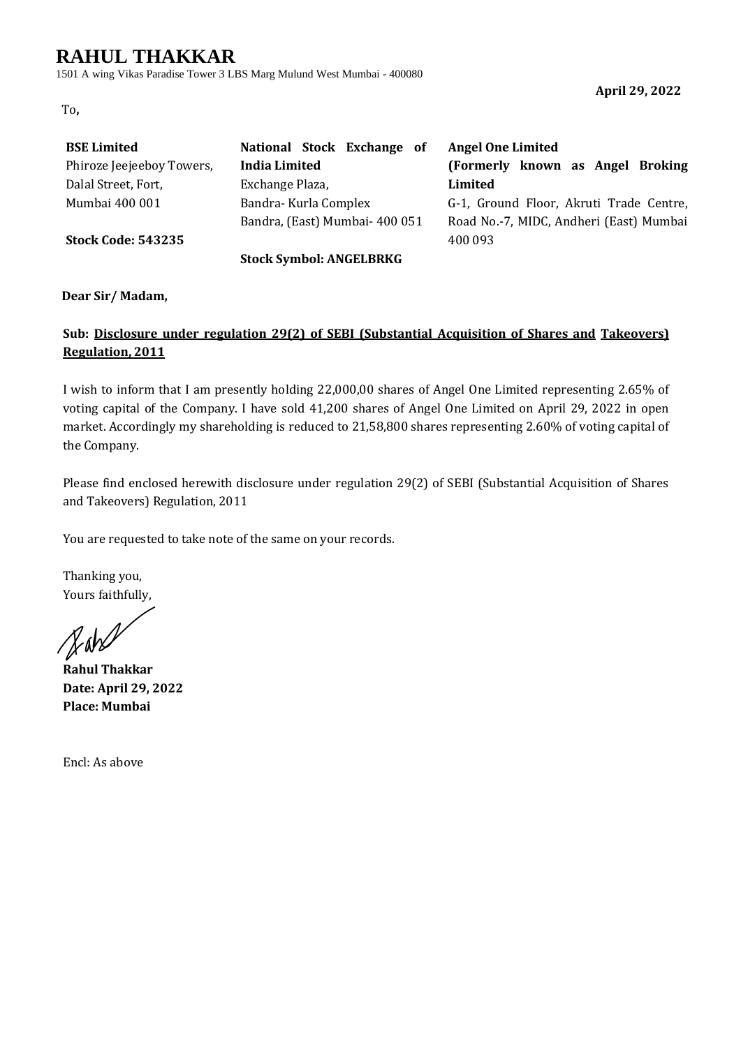# RAHUL THAKKAR

1501 A wing Vikas Paradise Tower 3 LBS Marg Mulund West Mumbai - 400080

**April 29, 2022**

To,

| | | |
|---|---|---|
| **BSE Limited**<br>Phiroze Jeejeeboy Towers,<br>Dalal Street, Fort,<br>Mumbai 400 001<br><br>**Stock Code: 543235** | **National Stock Exchange of India Limited**<br>Exchange Plaza,<br>Bandra- Kurla Complex<br>Bandra, (East) Mumbai- 400 051<br><br>**Stock Symbol: ANGELBRKG** | **Angel One Limited**<br>**(Formerly known as Angel Broking Limited**<br>G-1, Ground Floor, Akruti Trade Centre, Road No.-7, MIDC, Andheri (East) Mumbai 400 093 |

**Dear Sir/ Madam,**

**Sub: <u>Disclosure under regulation 29(2) of SEBI (Substantial Acquisition of Shares and Takeovers) Regulation, 2011</u>**

I wish to inform that I am presently holding 22,000,00 shares of Angel One Limited representing 2.65% of voting capital of the Company. I have sold 41,200 shares of Angel One Limited on April 29, 2022 in open market. Accordingly my shareholding is reduced to 21,58,800 shares representing 2.60% of voting capital of the Company.

Please find enclosed herewith disclosure under regulation 29(2) of SEBI (Substantial Acquisition of Shares and Takeovers) Regulation, 2011

You are requested to take note of the same on your records.

Thanking you,
Yours faithfully,

**Rahul Thakkar**
**Date: April 29, 2022**
**Place: Mumbai**

Encl: As above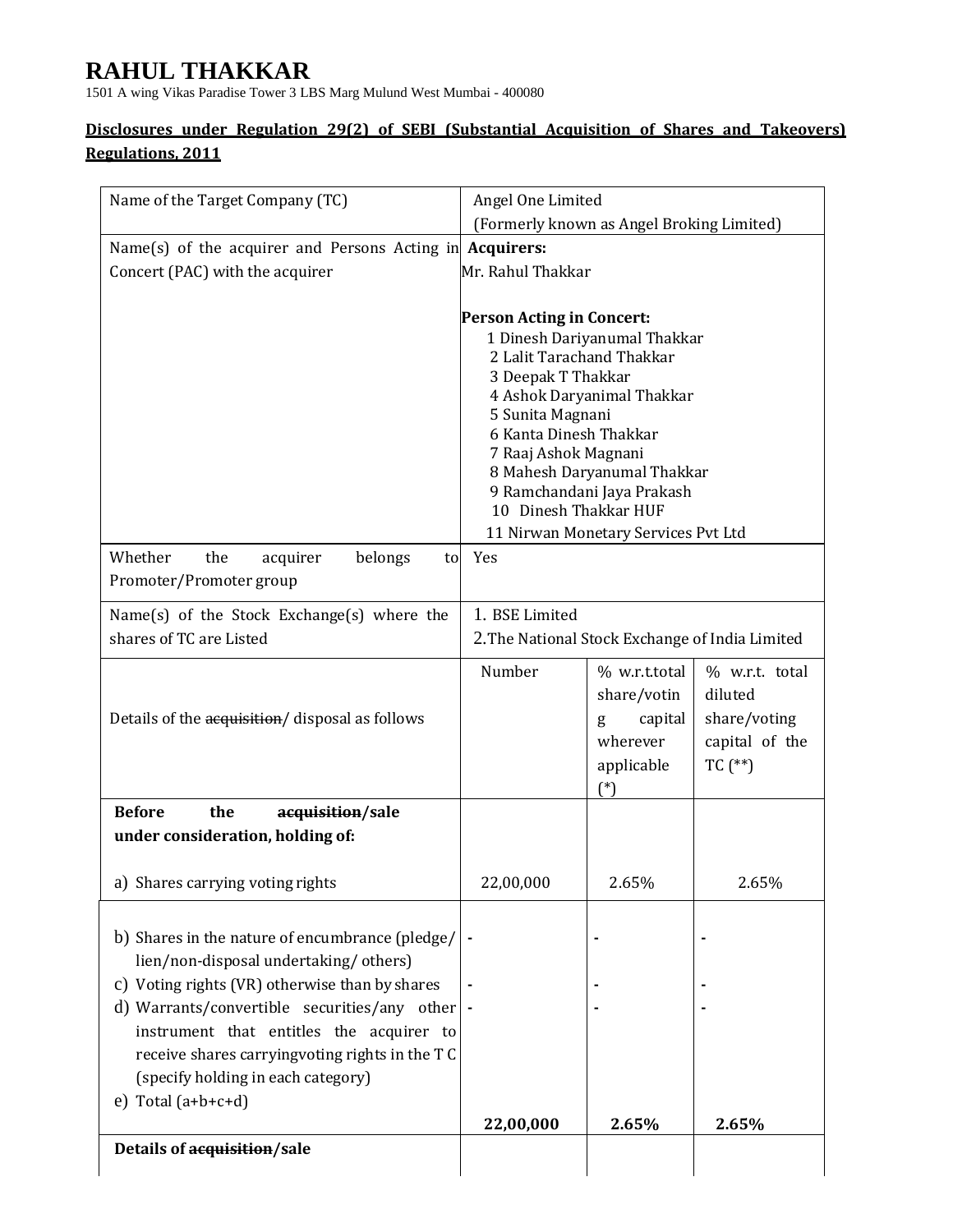# RAHUL THAKKAR

1501 A wing Vikas Paradise Tower 3 LBS Marg Mulund West Mumbai - 400080

**Disclosures under Regulation 29(2) of SEBI (Substantial Acquisition of Shares and Takeovers) Regulations, 2011**

| | | | |
|---|---|---|---|
| Name of the Target Company (TC) | Angel One Limited<br>(Formerly known as Angel Broking Limited) | | |
| Name(s) of the acquirer and Persons Acting in Concert (PAC) with the acquirer | **Acquirers:**<br>Mr. Rahul Thakkar<br><br>**Person Acting in Concert:**<br>1 Dinesh Dariyanumal Thakkar<br>2 Lalit Tarachand Thakkar<br>3 Deepak T Thakkar<br>4 Ashok Daryanimal Thakkar<br>5 Sunita Magnani<br>6 Kanta Dinesh Thakkar<br>7 Raaj Ashok Magnani<br>8 Mahesh Daryanumal Thakkar<br>9 Ramchandani Jaya Prakash<br>10 Dinesh Thakkar HUF<br>11 Nirwan Monetary Services Pvt Ltd | | |
| Whether the acquirer belongs to Promoter/Promoter group | Yes | | |
| Name(s) of the Stock Exchange(s) where the shares of TC are Listed | 1. BSE Limited<br>2. The National Stock Exchange of India Limited | | |
| Details of the ~~acquisition~~/ disposal as follows | Number | % w.r.t.total share/voting capital wherever applicable (*) | % w.r.t. total diluted share/voting capital of the TC (**) |
| **Before the ~~acquisition~~/sale under consideration, holding of:** | | | |
| a) Shares carrying voting rights | 22,00,000 | 2.65% | 2.65% |
| b) Shares in the nature of encumbrance (pledge/ lien/non-disposal undertaking/ others) | - | - | - |
| c) Voting rights (VR) otherwise than by shares | - | - | - |
| d) Warrants/convertible securities/any other instrument that entitles the acquirer to receive shares carrying voting rights in the T C (specify holding in each category) | - | - | - |
| e) Total (a+b+c+d) | **22,00,000** | **2.65%** | **2.65%** |
| **Details of ~~acquisition~~/sale** | | | |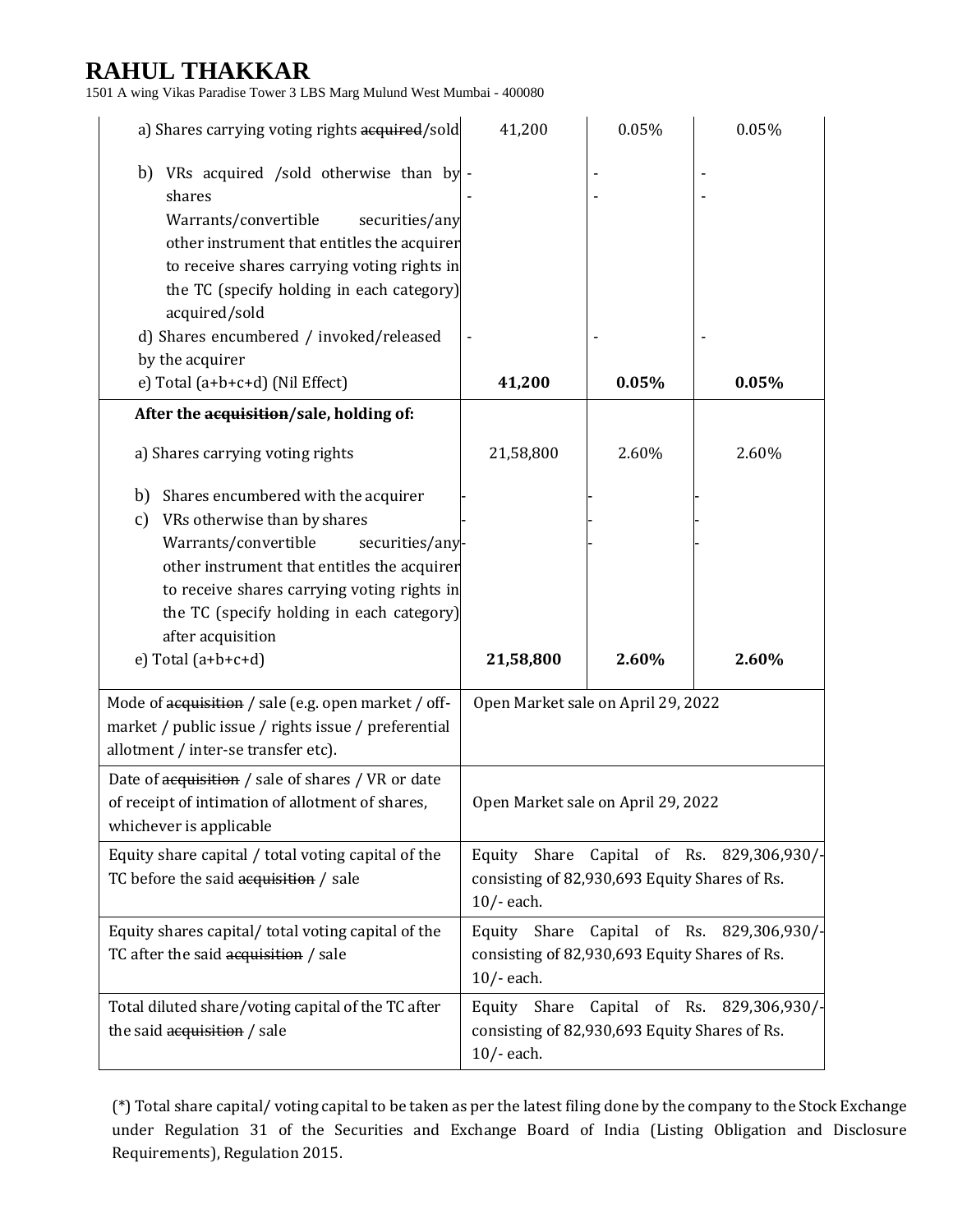# RAHUL THAKKAR

1501 A wing Vikas Paradise Tower 3 LBS Marg Mulund West Mumbai - 400080

| | | | |
|---|---|---|---|
| a) Shares carrying voting rights ~~acquired~~/sold<br><br>b) VRs acquired /sold otherwise than by shares<br>Warrants/convertible securities/any other instrument that entitles the acquirer to receive shares carrying voting rights in the TC (specify holding in each category) acquired/sold<br>d) Shares encumbered / invoked/released by the acquirer<br>e) Total (a+b+c+d) (Nil Effect) | 41,200<br><br>-<br>-<br><br>-<br>**41,200** | 0.05%<br><br>-<br>-<br><br>-<br>**0.05%** | 0.05%<br><br>-<br>-<br><br>-<br>**0.05%** |
| **After the ~~acquisition~~/sale, holding of:**<br><br>a) Shares carrying voting rights<br><br>b) Shares encumbered with the acquirer<br>c) VRs otherwise than by shares<br>Warrants/convertible securities/any other instrument that entitles the acquirer to receive shares carrying voting rights in the TC (specify holding in each category) after acquisition<br>e) Total (a+b+c+d) | <br><br>21,58,800<br><br>-<br>-<br>-<br><br>**21,58,800** | <br><br>2.60%<br><br>-<br>-<br>-<br><br>**2.60%** | <br><br>2.60%<br><br>-<br>-<br>-<br><br>**2.60%** |
| Mode of ~~acquisition~~ / sale (e.g. open market / off-market / public issue / rights issue / preferential allotment / inter-se transfer etc). | Open Market sale on April 29, 2022 | | |
| Date of ~~acquisition~~ / sale of shares / VR or date of receipt of intimation of allotment of shares, whichever is applicable | Open Market sale on April 29, 2022 | | |
| Equity share capital / total voting capital of the TC before the said ~~acquisition~~ / sale | Equity Share Capital of Rs. 829,306,930/- consisting of 82,930,693 Equity Shares of Rs. 10/- each. | | |
| Equity shares capital/ total voting capital of the TC after the said ~~acquisition~~ / sale | Equity Share Capital of Rs. 829,306,930/- consisting of 82,930,693 Equity Shares of Rs. 10/- each. | | |
| Total diluted share/voting capital of the TC after the said ~~acquisition~~ / sale | Equity Share Capital of Rs. 829,306,930/- consisting of 82,930,693 Equity Shares of Rs. 10/- each. | | |

(*) Total share capital/ voting capital to be taken as per the latest filing done by the company to the Stock Exchange under Regulation 31 of the Securities and Exchange Board of India (Listing Obligation and Disclosure Requirements), Regulation 2015.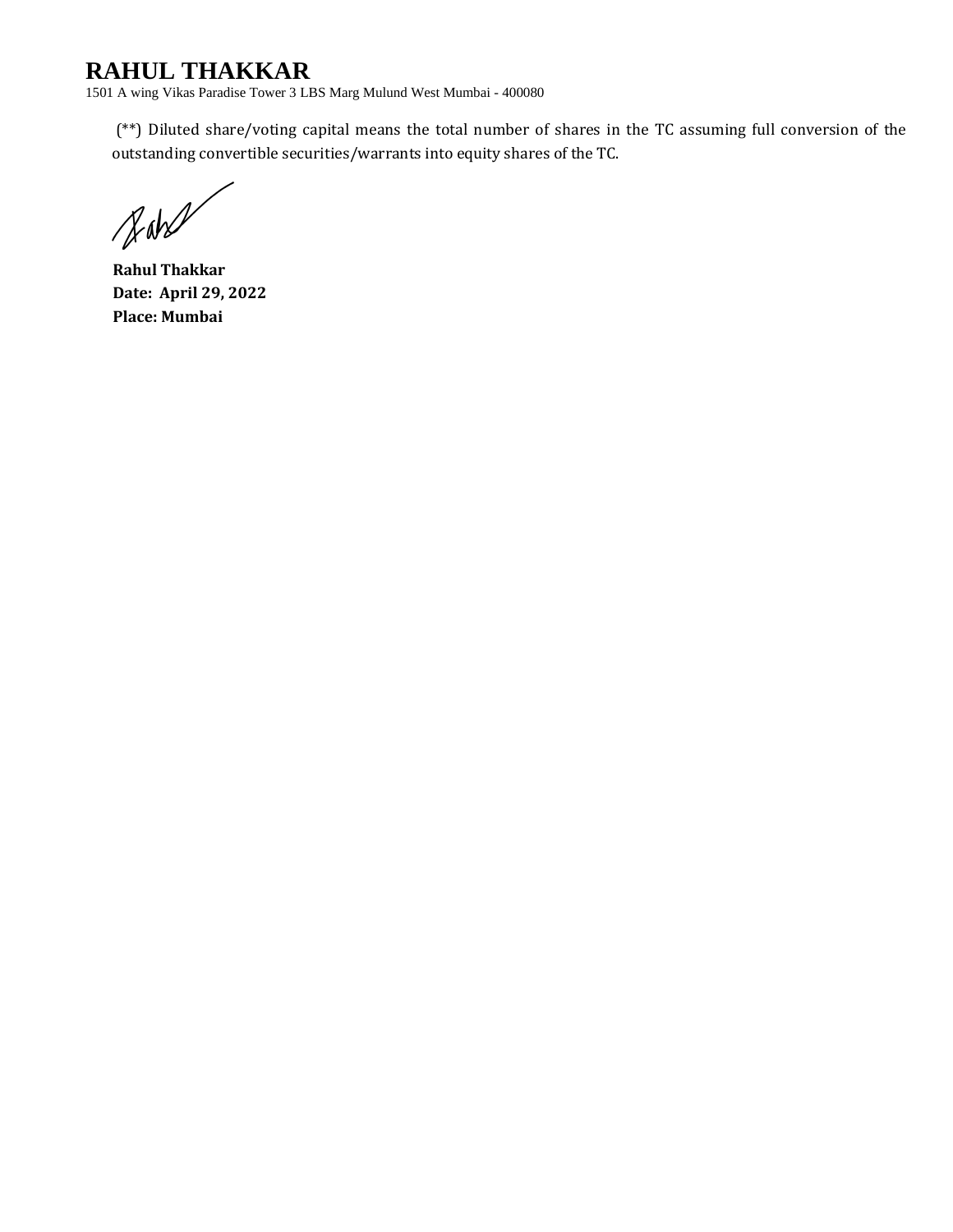# RAHUL THAKKAR

1501 A wing Vikas Paradise Tower 3 LBS Marg Mulund West Mumbai - 400080

(**) Diluted share/voting capital means the total number of shares in the TC assuming full conversion of the outstanding convertible securities/warrants into equity shares of the TC.

**Rahul Thakkar**
**Date: April 29, 2022**
**Place: Mumbai**